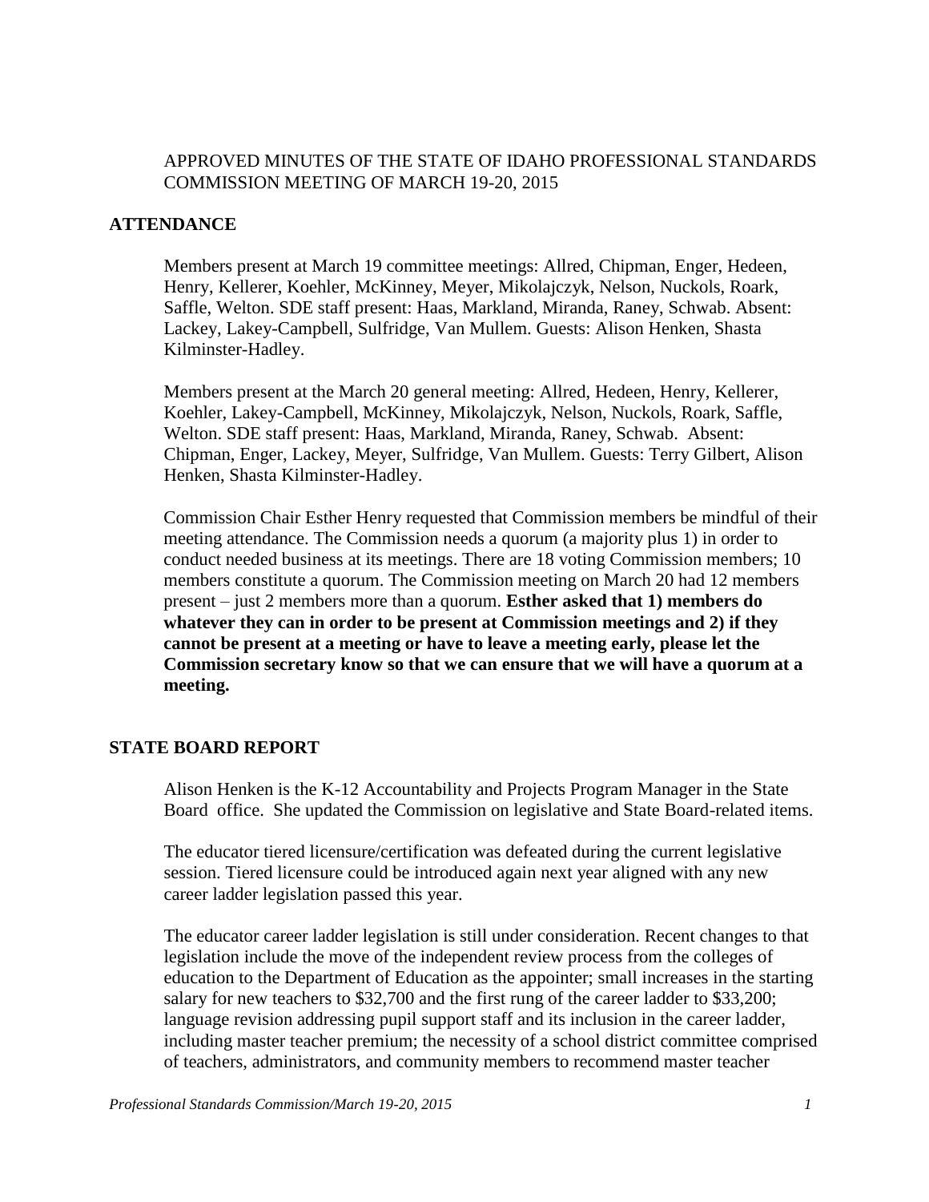APPROVED MINUTES OF THE STATE OF IDAHO PROFESSIONAL STANDARDS COMMISSION MEETING OF MARCH 19-20, 2015

## ATTENDANCE

Members present at March 19 committee meetings: Allred, Chipman, Enger, Hedeen, Henry, Kellerer, Koehler, McKinney, Meyer, Mikolajczyk, Nelson, Nuckols, Roark, Saffle, Welton. SDE staff present: Haas, Markland, Miranda, Raney, Schwab. Absent: Lackey, Lakey-Campbell, Sulfridge, Van Mullem. Guests: Alison Henken, Shasta Kilminster-Hadley.

Members present at the March 20 general meeting: Allred, Hedeen, Henry, Kellerer, Koehler, Lakey-Campbell, McKinney, Mikolajczyk, Nelson, Nuckols, Roark, Saffle, Welton. SDE staff present: Haas, Markland, Miranda, Raney, Schwab. Absent: Chipman, Enger, Lackey, Meyer, Sulfridge, Van Mullem. Guests: Terry Gilbert, Alison Henken, Shasta Kilminster-Hadley.

Commission Chair Esther Henry requested that Commission members be mindful of their meeting attendance. The Commission needs a quorum (a majority plus 1) in order to conduct needed business at its meetings. There are 18 voting Commission members; 10 members constitute a quorum. The Commission meeting on March 20 had 12 members present – just 2 members more than a quorum. **Esther asked that 1) members do whatever they can in order to be present at Commission meetings and 2) if they cannot be present at a meeting or have to leave a meeting early, please let the Commission secretary know so that we can ensure that we will have a quorum at a meeting.**

## STATE BOARD REPORT

Alison Henken is the K-12 Accountability and Projects Program Manager in the State Board office. She updated the Commission on legislative and State Board-related items.

The educator tiered licensure/certification was defeated during the current legislative session. Tiered licensure could be introduced again next year aligned with any new career ladder legislation passed this year.

The educator career ladder legislation is still under consideration. Recent changes to that legislation include the move of the independent review process from the colleges of education to the Department of Education as the appointer; small increases in the starting salary for new teachers to $32,700 and the first rung of the career ladder to $33,200; language revision addressing pupil support staff and its inclusion in the career ladder, including master teacher premium; the necessity of a school district committee comprised of teachers, administrators, and community members to recommend master teacher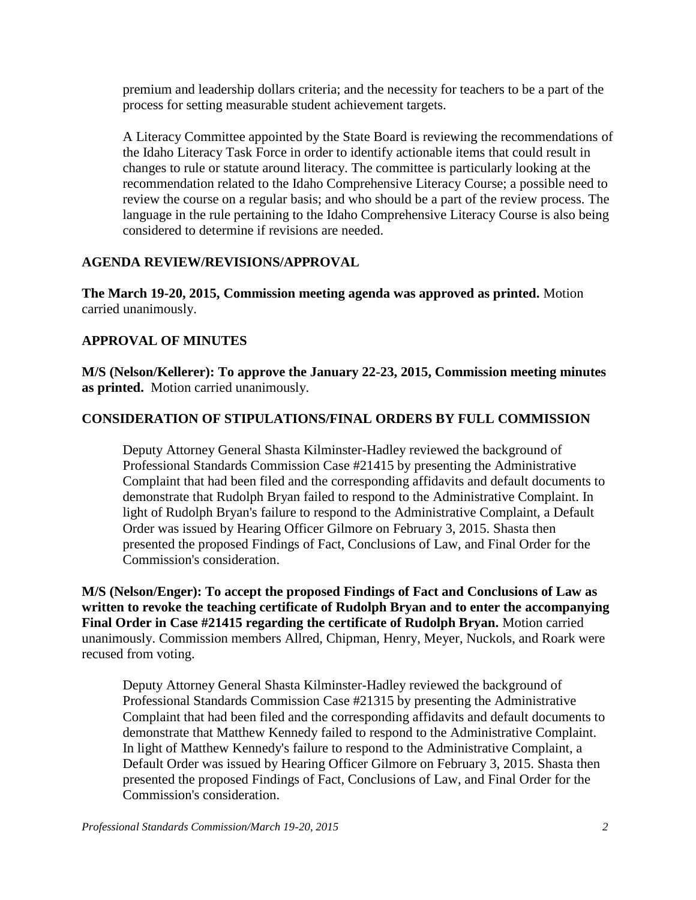premium and leadership dollars criteria; and the necessity for teachers to be a part of the process for setting measurable student achievement targets.

A Literacy Committee appointed by the State Board is reviewing the recommendations of the Idaho Literacy Task Force in order to identify actionable items that could result in changes to rule or statute around literacy. The committee is particularly looking at the recommendation related to the Idaho Comprehensive Literacy Course; a possible need to review the course on a regular basis; and who should be a part of the review process. The language in the rule pertaining to the Idaho Comprehensive Literacy Course is also being considered to determine if revisions are needed.

## AGENDA REVIEW/REVISIONS/APPROVAL

**The March 19-20, 2015, Commission meeting agenda was approved as printed.** Motion carried unanimously.

## APPROVAL OF MINUTES

**M/S (Nelson/Kellerer): To approve the January 22-23, 2015, Commission meeting minutes as printed.** Motion carried unanimously.

## CONSIDERATION OF STIPULATIONS/FINAL ORDERS BY FULL COMMISSION

Deputy Attorney General Shasta Kilminster-Hadley reviewed the background of Professional Standards Commission Case #21415 by presenting the Administrative Complaint that had been filed and the corresponding affidavits and default documents to demonstrate that Rudolph Bryan failed to respond to the Administrative Complaint. In light of Rudolph Bryan's failure to respond to the Administrative Complaint, a Default Order was issued by Hearing Officer Gilmore on February 3, 2015. Shasta then presented the proposed Findings of Fact, Conclusions of Law, and Final Order for the Commission's consideration.

**M/S (Nelson/Enger): To accept the proposed Findings of Fact and Conclusions of Law as written to revoke the teaching certificate of Rudolph Bryan and to enter the accompanying Final Order in Case #21415 regarding the certificate of Rudolph Bryan.** Motion carried unanimously. Commission members Allred, Chipman, Henry, Meyer, Nuckols, and Roark were recused from voting.

Deputy Attorney General Shasta Kilminster-Hadley reviewed the background of Professional Standards Commission Case #21315 by presenting the Administrative Complaint that had been filed and the corresponding affidavits and default documents to demonstrate that Matthew Kennedy failed to respond to the Administrative Complaint. In light of Matthew Kennedy's failure to respond to the Administrative Complaint, a Default Order was issued by Hearing Officer Gilmore on February 3, 2015. Shasta then presented the proposed Findings of Fact, Conclusions of Law, and Final Order for the Commission's consideration.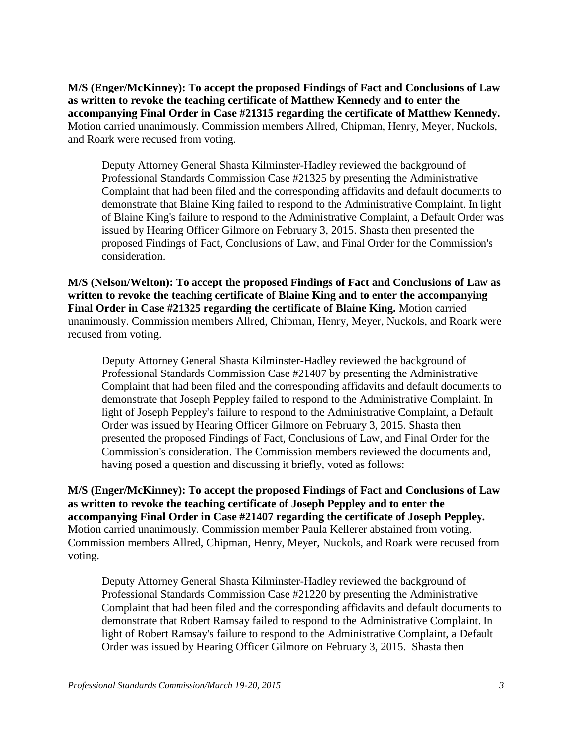**M/S (Enger/McKinney): To accept the proposed Findings of Fact and Conclusions of Law as written to revoke the teaching certificate of Matthew Kennedy and to enter the accompanying Final Order in Case #21315 regarding the certificate of Matthew Kennedy.** Motion carried unanimously. Commission members Allred, Chipman, Henry, Meyer, Nuckols, and Roark were recused from voting.

Deputy Attorney General Shasta Kilminster-Hadley reviewed the background of Professional Standards Commission Case #21325 by presenting the Administrative Complaint that had been filed and the corresponding affidavits and default documents to demonstrate that Blaine King failed to respond to the Administrative Complaint. In light of Blaine King's failure to respond to the Administrative Complaint, a Default Order was issued by Hearing Officer Gilmore on February 3, 2015. Shasta then presented the proposed Findings of Fact, Conclusions of Law, and Final Order for the Commission's consideration.

**M/S (Nelson/Welton): To accept the proposed Findings of Fact and Conclusions of Law as written to revoke the teaching certificate of Blaine King and to enter the accompanying Final Order in Case #21325 regarding the certificate of Blaine King.** Motion carried unanimously. Commission members Allred, Chipman, Henry, Meyer, Nuckols, and Roark were recused from voting.

Deputy Attorney General Shasta Kilminster-Hadley reviewed the background of Professional Standards Commission Case #21407 by presenting the Administrative Complaint that had been filed and the corresponding affidavits and default documents to demonstrate that Joseph Peppley failed to respond to the Administrative Complaint. In light of Joseph Peppley's failure to respond to the Administrative Complaint, a Default Order was issued by Hearing Officer Gilmore on February 3, 2015. Shasta then presented the proposed Findings of Fact, Conclusions of Law, and Final Order for the Commission's consideration. The Commission members reviewed the documents and, having posed a question and discussing it briefly, voted as follows:

**M/S (Enger/McKinney): To accept the proposed Findings of Fact and Conclusions of Law as written to revoke the teaching certificate of Joseph Peppley and to enter the accompanying Final Order in Case #21407 regarding the certificate of Joseph Peppley.** Motion carried unanimously. Commission member Paula Kellerer abstained from voting. Commission members Allred, Chipman, Henry, Meyer, Nuckols, and Roark were recused from voting.

Deputy Attorney General Shasta Kilminster-Hadley reviewed the background of Professional Standards Commission Case #21220 by presenting the Administrative Complaint that had been filed and the corresponding affidavits and default documents to demonstrate that Robert Ramsay failed to respond to the Administrative Complaint. In light of Robert Ramsay's failure to respond to the Administrative Complaint, a Default Order was issued by Hearing Officer Gilmore on February 3, 2015. Shasta then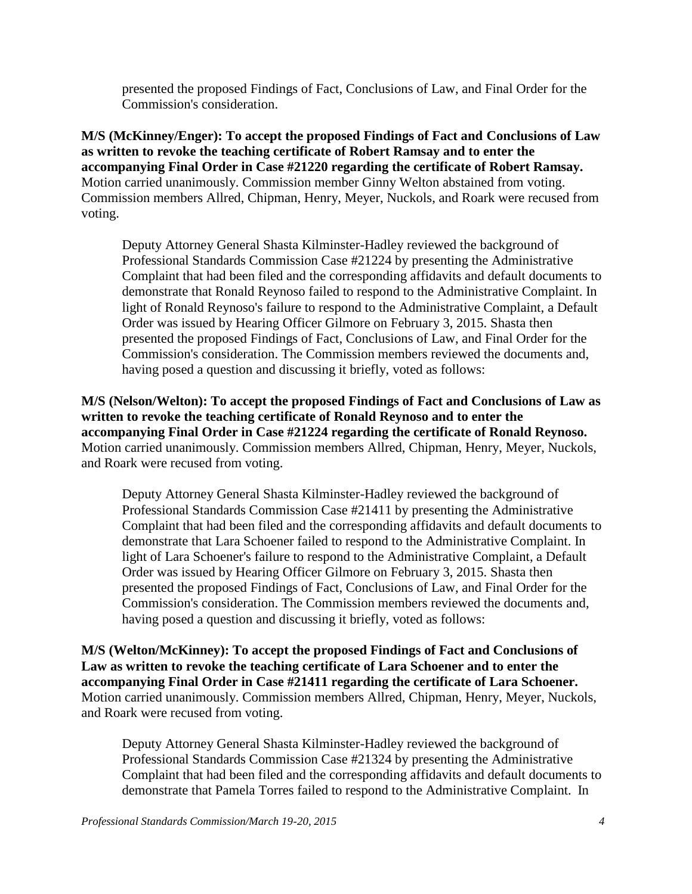presented the proposed Findings of Fact, Conclusions of Law, and Final Order for the Commission's consideration.

**M/S (McKinney/Enger): To accept the proposed Findings of Fact and Conclusions of Law as written to revoke the teaching certificate of Robert Ramsay and to enter the accompanying Final Order in Case #21220 regarding the certificate of Robert Ramsay.** Motion carried unanimously. Commission member Ginny Welton abstained from voting. Commission members Allred, Chipman, Henry, Meyer, Nuckols, and Roark were recused from voting.

Deputy Attorney General Shasta Kilminster-Hadley reviewed the background of Professional Standards Commission Case #21224 by presenting the Administrative Complaint that had been filed and the corresponding affidavits and default documents to demonstrate that Ronald Reynoso failed to respond to the Administrative Complaint. In light of Ronald Reynoso's failure to respond to the Administrative Complaint, a Default Order was issued by Hearing Officer Gilmore on February 3, 2015. Shasta then presented the proposed Findings of Fact, Conclusions of Law, and Final Order for the Commission's consideration. The Commission members reviewed the documents and, having posed a question and discussing it briefly, voted as follows:

**M/S (Nelson/Welton): To accept the proposed Findings of Fact and Conclusions of Law as written to revoke the teaching certificate of Ronald Reynoso and to enter the accompanying Final Order in Case #21224 regarding the certificate of Ronald Reynoso.** Motion carried unanimously. Commission members Allred, Chipman, Henry, Meyer, Nuckols, and Roark were recused from voting.

Deputy Attorney General Shasta Kilminster-Hadley reviewed the background of Professional Standards Commission Case #21411 by presenting the Administrative Complaint that had been filed and the corresponding affidavits and default documents to demonstrate that Lara Schoener failed to respond to the Administrative Complaint. In light of Lara Schoener's failure to respond to the Administrative Complaint, a Default Order was issued by Hearing Officer Gilmore on February 3, 2015. Shasta then presented the proposed Findings of Fact, Conclusions of Law, and Final Order for the Commission's consideration. The Commission members reviewed the documents and, having posed a question and discussing it briefly, voted as follows:

**M/S (Welton/McKinney): To accept the proposed Findings of Fact and Conclusions of Law as written to revoke the teaching certificate of Lara Schoener and to enter the accompanying Final Order in Case #21411 regarding the certificate of Lara Schoener.** Motion carried unanimously. Commission members Allred, Chipman, Henry, Meyer, Nuckols, and Roark were recused from voting.

Deputy Attorney General Shasta Kilminster-Hadley reviewed the background of Professional Standards Commission Case #21324 by presenting the Administrative Complaint that had been filed and the corresponding affidavits and default documents to demonstrate that Pamela Torres failed to respond to the Administrative Complaint. In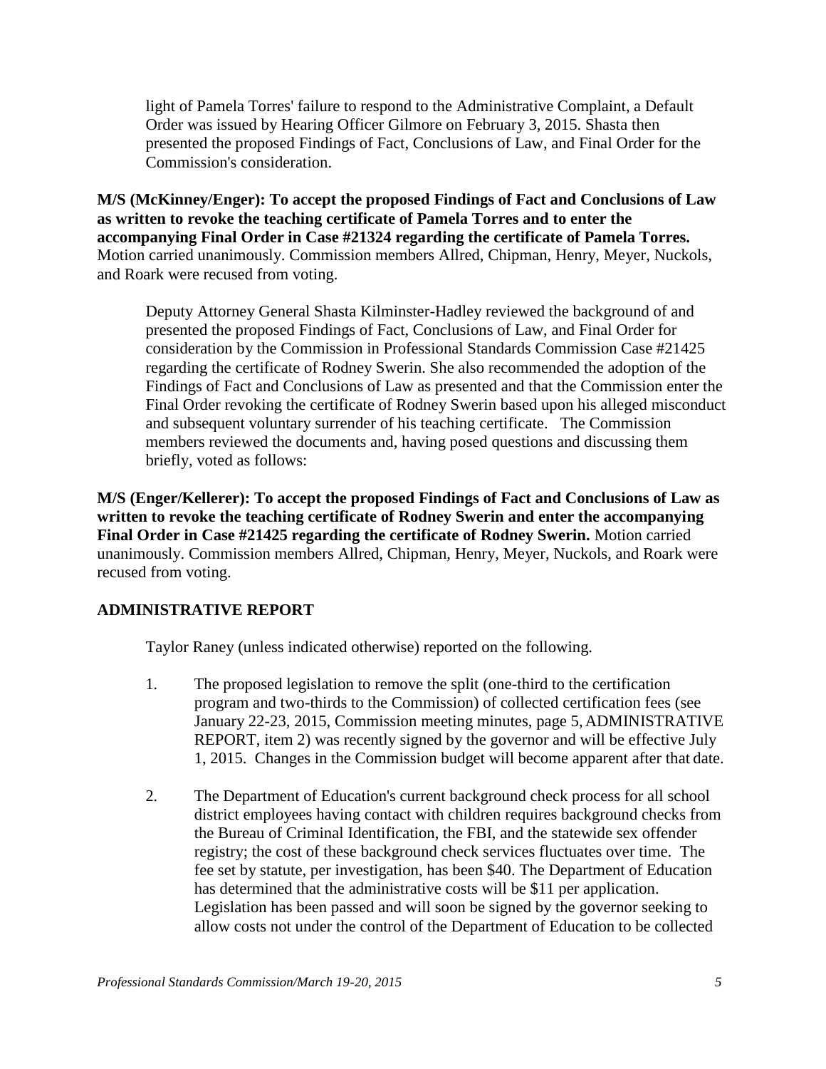light of Pamela Torres' failure to respond to the Administrative Complaint, a Default Order was issued by Hearing Officer Gilmore on February 3, 2015. Shasta then presented the proposed Findings of Fact, Conclusions of Law, and Final Order for the Commission's consideration.

**M/S (McKinney/Enger): To accept the proposed Findings of Fact and Conclusions of Law as written to revoke the teaching certificate of Pamela Torres and to enter the accompanying Final Order in Case #21324 regarding the certificate of Pamela Torres.** Motion carried unanimously. Commission members Allred, Chipman, Henry, Meyer, Nuckols, and Roark were recused from voting.

Deputy Attorney General Shasta Kilminster-Hadley reviewed the background of and presented the proposed Findings of Fact, Conclusions of Law, and Final Order for consideration by the Commission in Professional Standards Commission Case #21425 regarding the certificate of Rodney Swerin. She also recommended the adoption of the Findings of Fact and Conclusions of Law as presented and that the Commission enter the Final Order revoking the certificate of Rodney Swerin based upon his alleged misconduct and subsequent voluntary surrender of his teaching certificate. The Commission members reviewed the documents and, having posed questions and discussing them briefly, voted as follows:

**M/S (Enger/Kellerer): To accept the proposed Findings of Fact and Conclusions of Law as written to revoke the teaching certificate of Rodney Swerin and enter the accompanying Final Order in Case #21425 regarding the certificate of Rodney Swerin.** Motion carried unanimously. Commission members Allred, Chipman, Henry, Meyer, Nuckols, and Roark were recused from voting.

## ADMINISTRATIVE REPORT

Taylor Raney (unless indicated otherwise) reported on the following.

1. The proposed legislation to remove the split (one-third to the certification program and two-thirds to the Commission) of collected certification fees (see January 22-23, 2015, Commission meeting minutes, page 5, ADMINISTRATIVE REPORT, item 2) was recently signed by the governor and will be effective July 1, 2015. Changes in the Commission budget will become apparent after that date.

2. The Department of Education's current background check process for all school district employees having contact with children requires background checks from the Bureau of Criminal Identification, the FBI, and the statewide sex offender registry; the cost of these background check services fluctuates over time. The fee set by statute, per investigation, has been $40. The Department of Education has determined that the administrative costs will be $11 per application. Legislation has been passed and will soon be signed by the governor seeking to allow costs not under the control of the Department of Education to be collected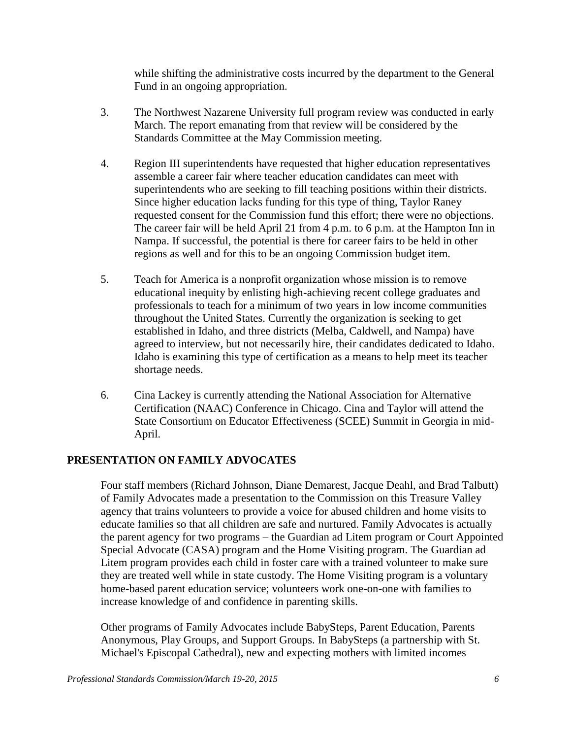while shifting the administrative costs incurred by the department to the General Fund in an ongoing appropriation.

3. The Northwest Nazarene University full program review was conducted in early March. The report emanating from that review will be considered by the Standards Committee at the May Commission meeting.

4. Region III superintendents have requested that higher education representatives assemble a career fair where teacher education candidates can meet with superintendents who are seeking to fill teaching positions within their districts. Since higher education lacks funding for this type of thing, Taylor Raney requested consent for the Commission fund this effort; there were no objections. The career fair will be held April 21 from 4 p.m. to 6 p.m. at the Hampton Inn in Nampa. If successful, the potential is there for career fairs to be held in other regions as well and for this to be an ongoing Commission budget item.

5. Teach for America is a nonprofit organization whose mission is to remove educational inequity by enlisting high-achieving recent college graduates and professionals to teach for a minimum of two years in low income communities throughout the United States. Currently the organization is seeking to get established in Idaho, and three districts (Melba, Caldwell, and Nampa) have agreed to interview, but not necessarily hire, their candidates dedicated to Idaho. Idaho is examining this type of certification as a means to help meet its teacher shortage needs.

6. Cina Lackey is currently attending the National Association for Alternative Certification (NAAC) Conference in Chicago. Cina and Taylor will attend the State Consortium on Educator Effectiveness (SCEE) Summit in Georgia in mid-April.

## PRESENTATION ON FAMILY ADVOCATES

Four staff members (Richard Johnson, Diane Demarest, Jacque Deahl, and Brad Talbutt) of Family Advocates made a presentation to the Commission on this Treasure Valley agency that trains volunteers to provide a voice for abused children and home visits to educate families so that all children are safe and nurtured. Family Advocates is actually the parent agency for two programs – the Guardian ad Litem program or Court Appointed Special Advocate (CASA) program and the Home Visiting program. The Guardian ad Litem program provides each child in foster care with a trained volunteer to make sure they are treated well while in state custody. The Home Visiting program is a voluntary home-based parent education service; volunteers work one-on-one with families to increase knowledge of and confidence in parenting skills.

Other programs of Family Advocates include BabySteps, Parent Education, Parents Anonymous, Play Groups, and Support Groups. In BabySteps (a partnership with St. Michael's Episcopal Cathedral), new and expecting mothers with limited incomes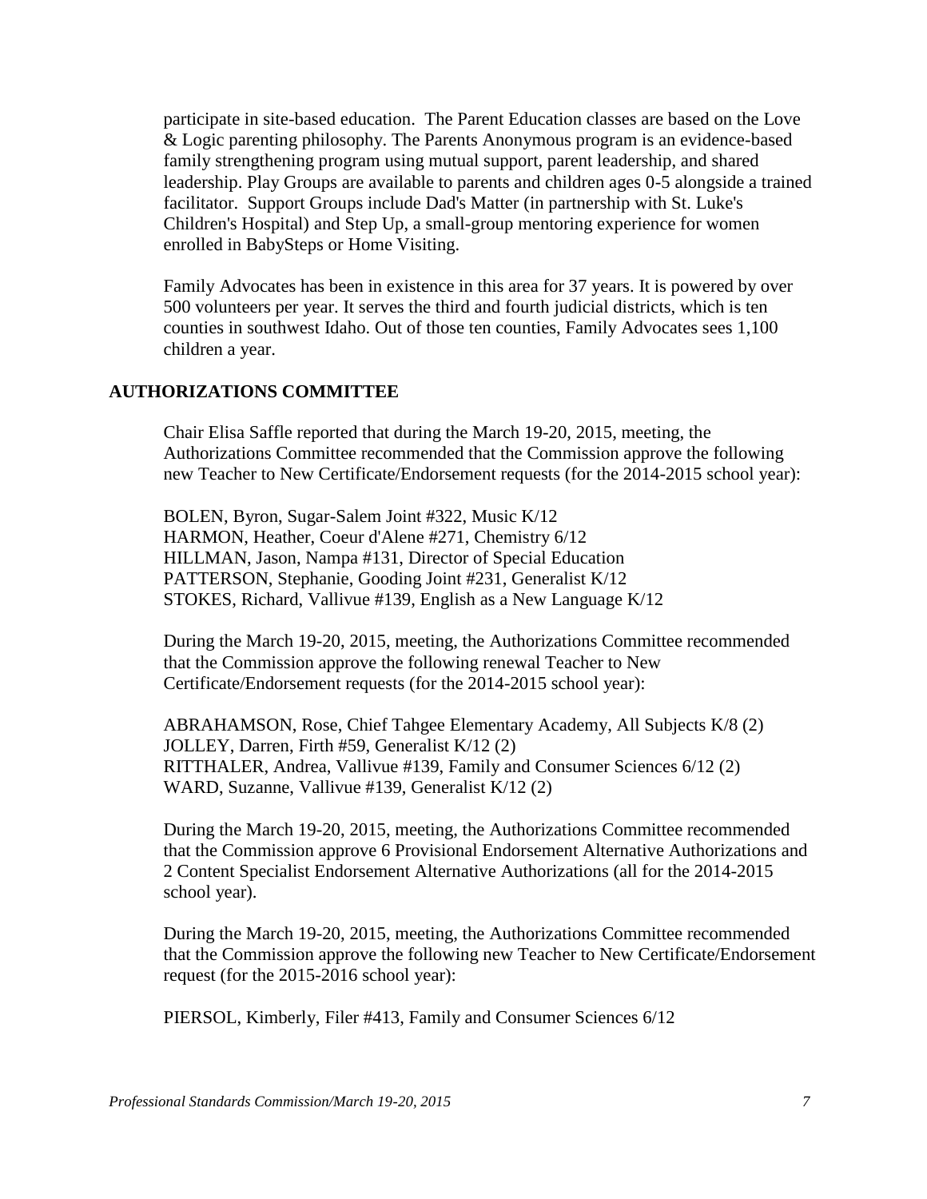participate in site-based education. The Parent Education classes are based on the Love & Logic parenting philosophy. The Parents Anonymous program is an evidence-based family strengthening program using mutual support, parent leadership, and shared leadership. Play Groups are available to parents and children ages 0-5 alongside a trained facilitator. Support Groups include Dad's Matter (in partnership with St. Luke's Children's Hospital) and Step Up, a small-group mentoring experience for women enrolled in BabySteps or Home Visiting.

Family Advocates has been in existence in this area for 37 years. It is powered by over 500 volunteers per year. It serves the third and fourth judicial districts, which is ten counties in southwest Idaho. Out of those ten counties, Family Advocates sees 1,100 children a year.

**AUTHORIZATIONS COMMITTEE**

Chair Elisa Saffle reported that during the March 19-20, 2015, meeting, the Authorizations Committee recommended that the Commission approve the following new Teacher to New Certificate/Endorsement requests (for the 2014-2015 school year):

BOLEN, Byron, Sugar-Salem Joint #322, Music K/12
HARMON, Heather, Coeur d'Alene #271, Chemistry 6/12
HILLMAN, Jason, Nampa #131, Director of Special Education
PATTERSON, Stephanie, Gooding Joint #231, Generalist K/12
STOKES, Richard, Vallivue #139, English as a New Language K/12

During the March 19-20, 2015, meeting, the Authorizations Committee recommended that the Commission approve the following renewal Teacher to New Certificate/Endorsement requests (for the 2014-2015 school year):

ABRAHAMSON, Rose, Chief Tahgee Elementary Academy, All Subjects K/8 (2)
JOLLEY, Darren, Firth #59, Generalist K/12 (2)
RITTHALER, Andrea, Vallivue #139, Family and Consumer Sciences 6/12 (2)
WARD, Suzanne, Vallivue #139, Generalist K/12 (2)

During the March 19-20, 2015, meeting, the Authorizations Committee recommended that the Commission approve 6 Provisional Endorsement Alternative Authorizations and 2 Content Specialist Endorsement Alternative Authorizations (all for the 2014-2015 school year).

During the March 19-20, 2015, meeting, the Authorizations Committee recommended that the Commission approve the following new Teacher to New Certificate/Endorsement request (for the 2015-2016 school year):

PIERSOL, Kimberly, Filer #413, Family and Consumer Sciences 6/12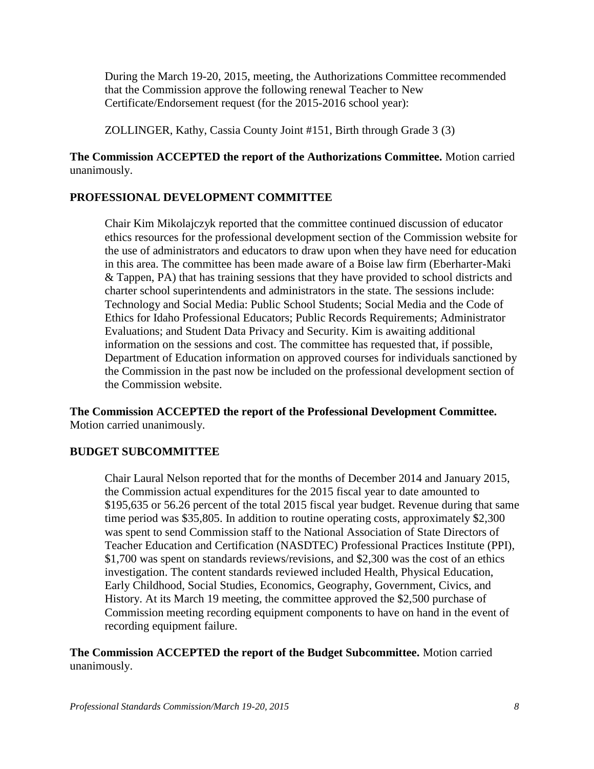During the March 19-20, 2015, meeting, the Authorizations Committee recommended that the Commission approve the following renewal Teacher to New Certificate/Endorsement request (for the 2015-2016 school year):

ZOLLINGER, Kathy, Cassia County Joint #151, Birth through Grade 3 (3)

**The Commission ACCEPTED the report of the Authorizations Committee.** Motion carried unanimously.

**PROFESSIONAL DEVELOPMENT COMMITTEE**

Chair Kim Mikolajczyk reported that the committee continued discussion of educator ethics resources for the professional development section of the Commission website for the use of administrators and educators to draw upon when they have need for education in this area. The committee has been made aware of a Boise law firm (Eberharter-Maki & Tappen, PA) that has training sessions that they have provided to school districts and charter school superintendents and administrators in the state. The sessions include: Technology and Social Media: Public School Students; Social Media and the Code of Ethics for Idaho Professional Educators; Public Records Requirements; Administrator Evaluations; and Student Data Privacy and Security. Kim is awaiting additional information on the sessions and cost. The committee has requested that, if possible, Department of Education information on approved courses for individuals sanctioned by the Commission in the past now be included on the professional development section of the Commission website.

**The Commission ACCEPTED the report of the Professional Development Committee.** Motion carried unanimously.

**BUDGET SUBCOMMITTEE**

Chair Laural Nelson reported that for the months of December 2014 and January 2015, the Commission actual expenditures for the 2015 fiscal year to date amounted to $195,635 or 56.26 percent of the total 2015 fiscal year budget. Revenue during that same time period was $35,805. In addition to routine operating costs, approximately $2,300 was spent to send Commission staff to the National Association of State Directors of Teacher Education and Certification (NASDTEC) Professional Practices Institute (PPI), $1,700 was spent on standards reviews/revisions, and $2,300 was the cost of an ethics investigation. The content standards reviewed included Health, Physical Education, Early Childhood, Social Studies, Economics, Geography, Government, Civics, and History. At its March 19 meeting, the committee approved the $2,500 purchase of Commission meeting recording equipment components to have on hand in the event of recording equipment failure.

**The Commission ACCEPTED the report of the Budget Subcommittee.** Motion carried unanimously.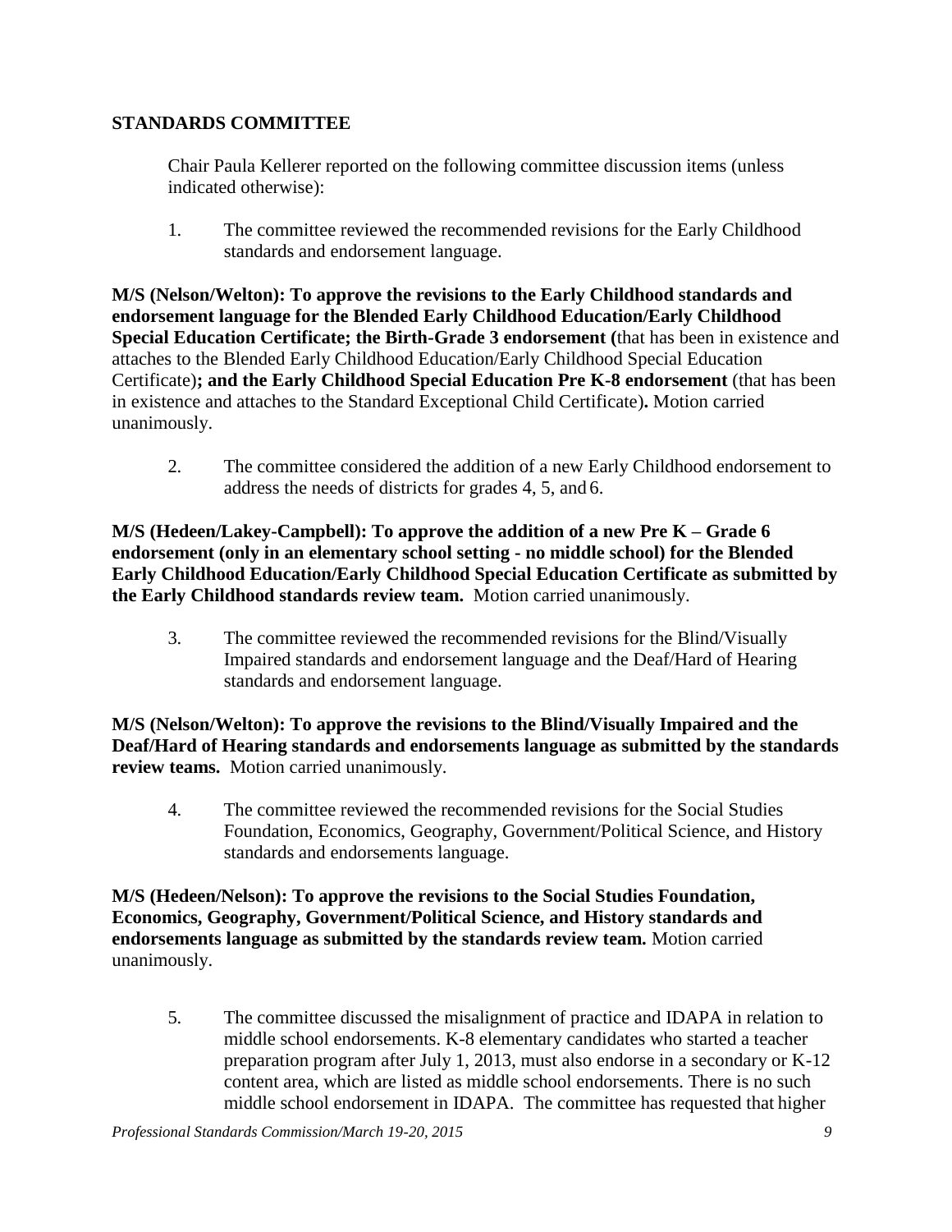## STANDARDS COMMITTEE

Chair Paula Kellerer reported on the following committee discussion items (unless indicated otherwise):

1. The committee reviewed the recommended revisions for the Early Childhood standards and endorsement language.

**M/S (Nelson/Welton): To approve the revisions to the Early Childhood standards and endorsement language for the Blended Early Childhood Education/Early Childhood Special Education Certificate; the Birth-Grade 3 endorsement (**that has been in existence and attaches to the Blended Early Childhood Education/Early Childhood Special Education Certificate)**; and the Early Childhood Special Education Pre K-8 endorsement** (that has been in existence and attaches to the Standard Exceptional Child Certificate)**.** Motion carried unanimously.

2. The committee considered the addition of a new Early Childhood endorsement to address the needs of districts for grades 4, 5, and 6.

**M/S (Hedeen/Lakey-Campbell): To approve the addition of a new Pre K – Grade 6 endorsement (only in an elementary school setting - no middle school) for the Blended Early Childhood Education/Early Childhood Special Education Certificate as submitted by the Early Childhood standards review team.** Motion carried unanimously.

3. The committee reviewed the recommended revisions for the Blind/Visually Impaired standards and endorsement language and the Deaf/Hard of Hearing standards and endorsement language.

**M/S (Nelson/Welton): To approve the revisions to the Blind/Visually Impaired and the Deaf/Hard of Hearing standards and endorsements language as submitted by the standards review teams.** Motion carried unanimously.

4. The committee reviewed the recommended revisions for the Social Studies Foundation, Economics, Geography, Government/Political Science, and History standards and endorsements language.

**M/S (Hedeen/Nelson): To approve the revisions to the Social Studies Foundation, Economics, Geography, Government/Political Science, and History standards and endorsements language as submitted by the standards review team.** Motion carried unanimously.

5. The committee discussed the misalignment of practice and IDAPA in relation to middle school endorsements. K-8 elementary candidates who started a teacher preparation program after July 1, 2013, must also endorse in a secondary or K-12 content area, which are listed as middle school endorsements. There is no such middle school endorsement in IDAPA. The committee has requested that higher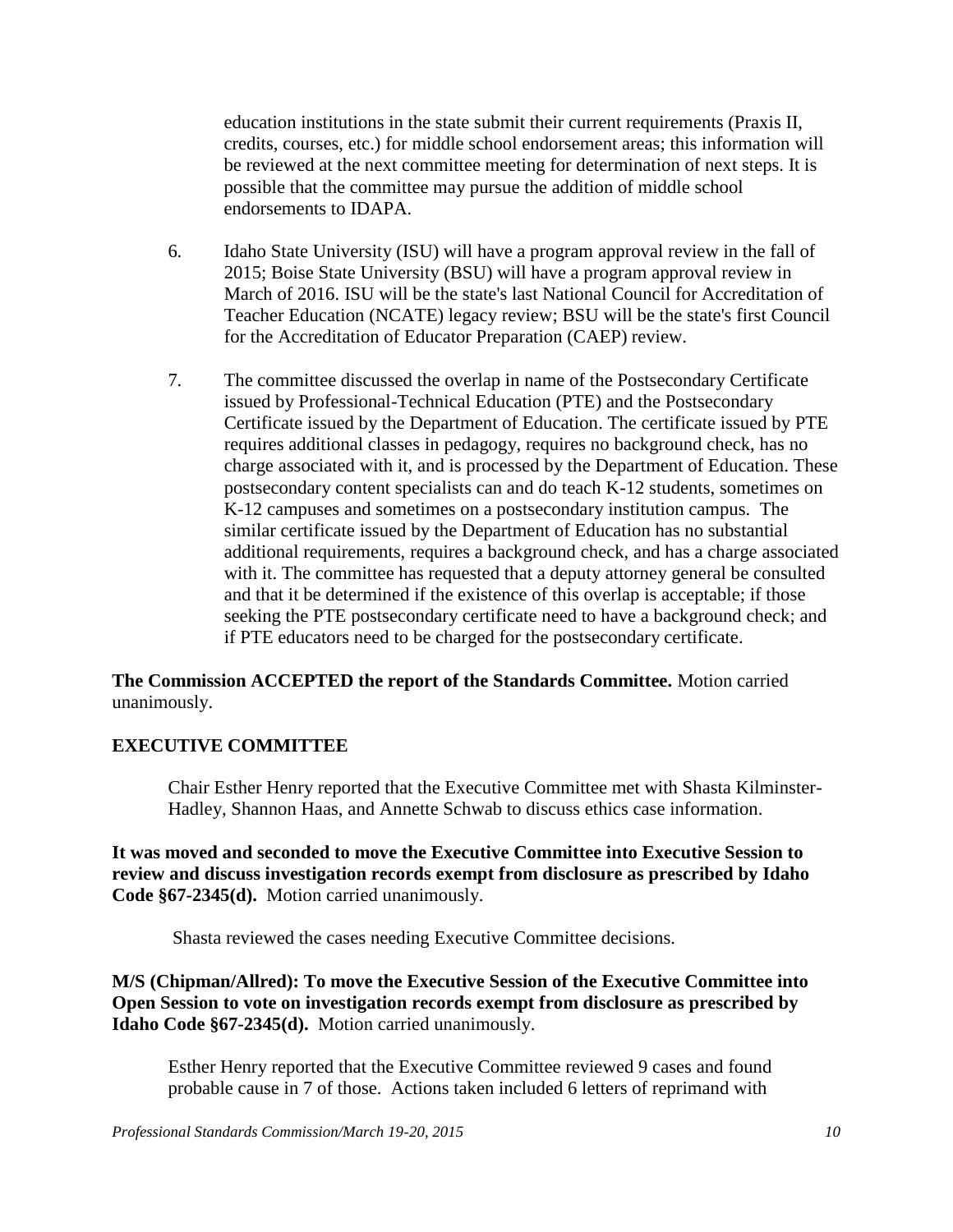education institutions in the state submit their current requirements (Praxis II, credits, courses, etc.) for middle school endorsement areas; this information will be reviewed at the next committee meeting for determination of next steps. It is possible that the committee may pursue the addition of middle school endorsements to IDAPA.

6. Idaho State University (ISU) will have a program approval review in the fall of 2015; Boise State University (BSU) will have a program approval review in March of 2016. ISU will be the state's last National Council for Accreditation of Teacher Education (NCATE) legacy review; BSU will be the state's first Council for the Accreditation of Educator Preparation (CAEP) review.

7. The committee discussed the overlap in name of the Postsecondary Certificate issued by Professional-Technical Education (PTE) and the Postsecondary Certificate issued by the Department of Education. The certificate issued by PTE requires additional classes in pedagogy, requires no background check, has no charge associated with it, and is processed by the Department of Education. These postsecondary content specialists can and do teach K-12 students, sometimes on K-12 campuses and sometimes on a postsecondary institution campus. The similar certificate issued by the Department of Education has no substantial additional requirements, requires a background check, and has a charge associated with it. The committee has requested that a deputy attorney general be consulted and that it be determined if the existence of this overlap is acceptable; if those seeking the PTE postsecondary certificate need to have a background check; and if PTE educators need to be charged for the postsecondary certificate.

**The Commission ACCEPTED the report of the Standards Committee.** Motion carried unanimously.

## EXECUTIVE COMMITTEE

Chair Esther Henry reported that the Executive Committee met with Shasta Kilminster-Hadley, Shannon Haas, and Annette Schwab to discuss ethics case information.

**It was moved and seconded to move the Executive Committee into Executive Session to review and discuss investigation records exempt from disclosure as prescribed by Idaho Code §67-2345(d).** Motion carried unanimously.

Shasta reviewed the cases needing Executive Committee decisions.

**M/S (Chipman/Allred): To move the Executive Session of the Executive Committee into Open Session to vote on investigation records exempt from disclosure as prescribed by Idaho Code §67-2345(d).** Motion carried unanimously.

Esther Henry reported that the Executive Committee reviewed 9 cases and found probable cause in 7 of those. Actions taken included 6 letters of reprimand with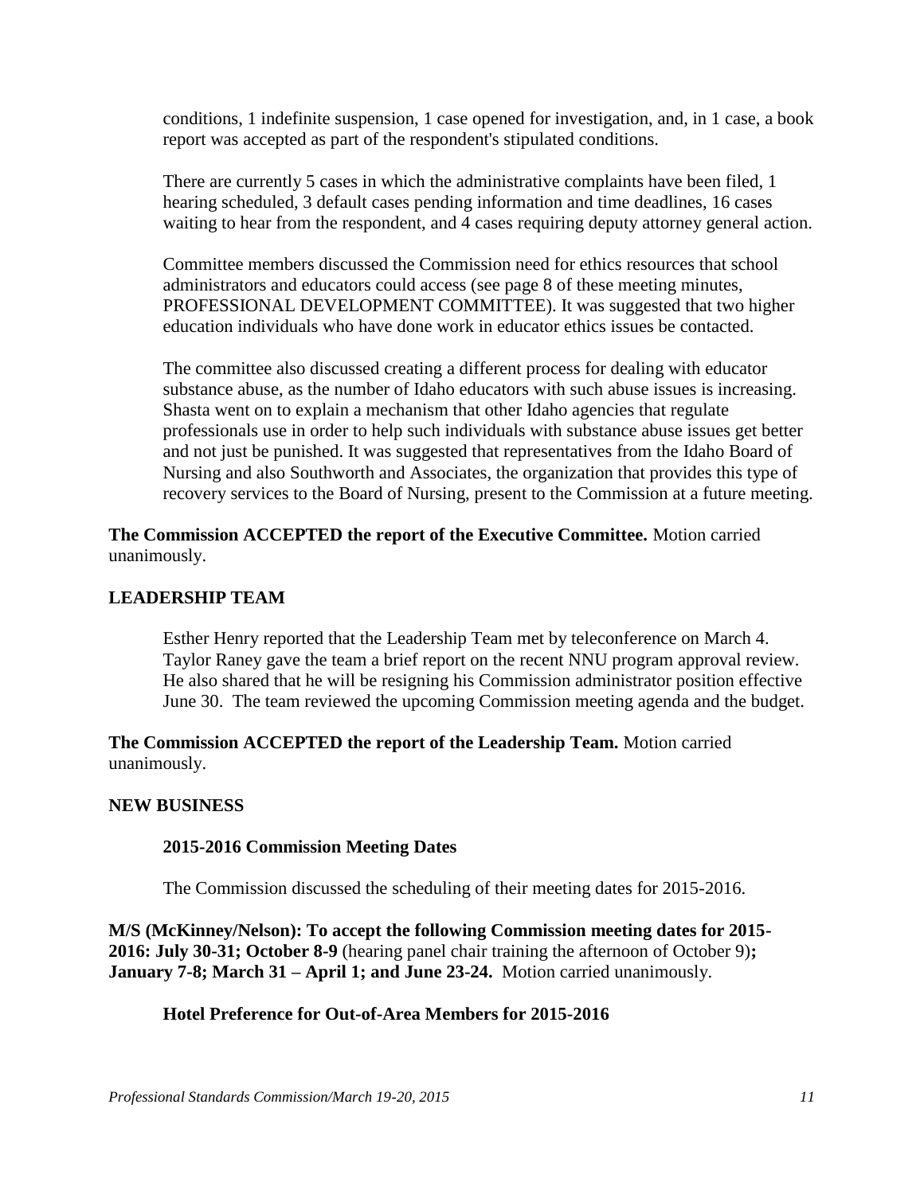conditions, 1 indefinite suspension, 1 case opened for investigation, and, in 1 case, a book report was accepted as part of the respondent's stipulated conditions.

There are currently 5 cases in which the administrative complaints have been filed, 1 hearing scheduled, 3 default cases pending information and time deadlines, 16 cases waiting to hear from the respondent, and 4 cases requiring deputy attorney general action.

Committee members discussed the Commission need for ethics resources that school administrators and educators could access (see page 8 of these meeting minutes, PROFESSIONAL DEVELOPMENT COMMITTEE). It was suggested that two higher education individuals who have done work in educator ethics issues be contacted.

The committee also discussed creating a different process for dealing with educator substance abuse, as the number of Idaho educators with such abuse issues is increasing. Shasta went on to explain a mechanism that other Idaho agencies that regulate professionals use in order to help such individuals with substance abuse issues get better and not just be punished. It was suggested that representatives from the Idaho Board of Nursing and also Southworth and Associates, the organization that provides this type of recovery services to the Board of Nursing, present to the Commission at a future meeting.

**The Commission ACCEPTED the report of the Executive Committee.** Motion carried unanimously.

## LEADERSHIP TEAM

Esther Henry reported that the Leadership Team met by teleconference on March 4. Taylor Raney gave the team a brief report on the recent NNU program approval review. He also shared that he will be resigning his Commission administrator position effective June 30. The team reviewed the upcoming Commission meeting agenda and the budget.

**The Commission ACCEPTED the report of the Leadership Team.** Motion carried unanimously.

## NEW BUSINESS

### 2015-2016 Commission Meeting Dates

The Commission discussed the scheduling of their meeting dates for 2015-2016.

**M/S (McKinney/Nelson): To accept the following Commission meeting dates for 2015-2016: July 30-31; October 8-9** (hearing panel chair training the afternoon of October 9)**; January 7-8; March 31 – April 1; and June 23-24.** Motion carried unanimously.

### Hotel Preference for Out-of-Area Members for 2015-2016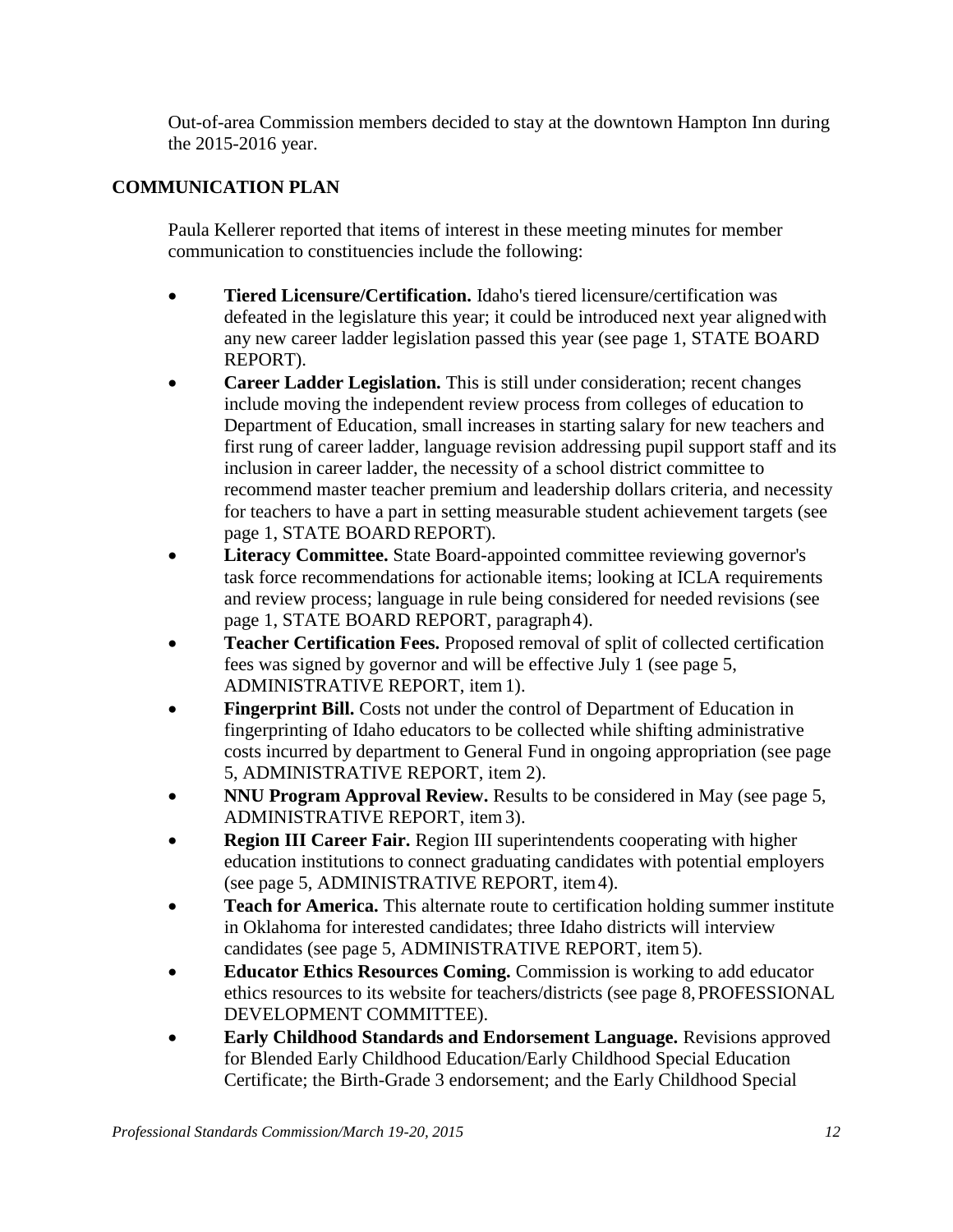Out-of-area Commission members decided to stay at the downtown Hampton Inn during the 2015-2016 year.

## COMMUNICATION PLAN

Paula Kellerer reported that items of interest in these meeting minutes for member communication to constituencies include the following:

- **Tiered Licensure/Certification.** Idaho's tiered licensure/certification was defeated in the legislature this year; it could be introduced next year aligned with any new career ladder legislation passed this year (see page 1, STATE BOARD REPORT).
- **Career Ladder Legislation.** This is still under consideration; recent changes include moving the independent review process from colleges of education to Department of Education, small increases in starting salary for new teachers and first rung of career ladder, language revision addressing pupil support staff and its inclusion in career ladder, the necessity of a school district committee to recommend master teacher premium and leadership dollars criteria, and necessity for teachers to have a part in setting measurable student achievement targets (see page 1, STATE BOARD REPORT).
- **Literacy Committee.** State Board-appointed committee reviewing governor's task force recommendations for actionable items; looking at ICLA requirements and review process; language in rule being considered for needed revisions (see page 1, STATE BOARD REPORT, paragraph 4).
- **Teacher Certification Fees.** Proposed removal of split of collected certification fees was signed by governor and will be effective July 1 (see page 5, ADMINISTRATIVE REPORT, item 1).
- **Fingerprint Bill.** Costs not under the control of Department of Education in fingerprinting of Idaho educators to be collected while shifting administrative costs incurred by department to General Fund in ongoing appropriation (see page 5, ADMINISTRATIVE REPORT, item 2).
- **NNU Program Approval Review.** Results to be considered in May (see page 5, ADMINISTRATIVE REPORT, item 3).
- **Region III Career Fair.** Region III superintendents cooperating with higher education institutions to connect graduating candidates with potential employers (see page 5, ADMINISTRATIVE REPORT, item 4).
- **Teach for America.** This alternate route to certification holding summer institute in Oklahoma for interested candidates; three Idaho districts will interview candidates (see page 5, ADMINISTRATIVE REPORT, item 5).
- **Educator Ethics Resources Coming.** Commission is working to add educator ethics resources to its website for teachers/districts (see page 8, PROFESSIONAL DEVELOPMENT COMMITTEE).
- **Early Childhood Standards and Endorsement Language.** Revisions approved for Blended Early Childhood Education/Early Childhood Special Education Certificate; the Birth-Grade 3 endorsement; and the Early Childhood Special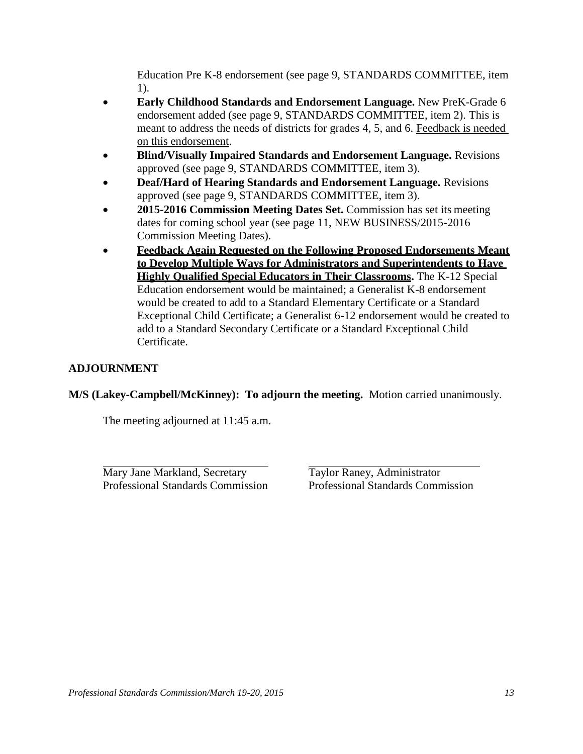Education Pre K-8 endorsement (see page 9, STANDARDS COMMITTEE, item 1).

- **Early Childhood Standards and Endorsement Language.** New PreK-Grade 6 endorsement added (see page 9, STANDARDS COMMITTEE, item 2). This is meant to address the needs of districts for grades 4, 5, and 6. Feedback is needed on this endorsement.
- **Blind/Visually Impaired Standards and Endorsement Language.** Revisions approved (see page 9, STANDARDS COMMITTEE, item 3).
- **Deaf/Hard of Hearing Standards and Endorsement Language.** Revisions approved (see page 9, STANDARDS COMMITTEE, item 3).
- **2015-2016 Commission Meeting Dates Set.** Commission has set its meeting dates for coming school year (see page 11, NEW BUSINESS/2015-2016 Commission Meeting Dates).
- **Feedback Again Requested on the Following Proposed Endorsements Meant to Develop Multiple Ways for Administrators and Superintendents to Have Highly Qualified Special Educators in Their Classrooms.** The K-12 Special Education endorsement would be maintained; a Generalist K-8 endorsement would be created to add to a Standard Elementary Certificate or a Standard Exceptional Child Certificate; a Generalist 6-12 endorsement would be created to add to a Standard Secondary Certificate or a Standard Exceptional Child Certificate.

## ADJOURNMENT

**M/S (Lakey-Campbell/McKinney): To adjourn the meeting.** Motion carried unanimously.

The meeting adjourned at 11:45 a.m.

Mary Jane Markland, Secretary
Professional Standards Commission

Taylor Raney, Administrator
Professional Standards Commission